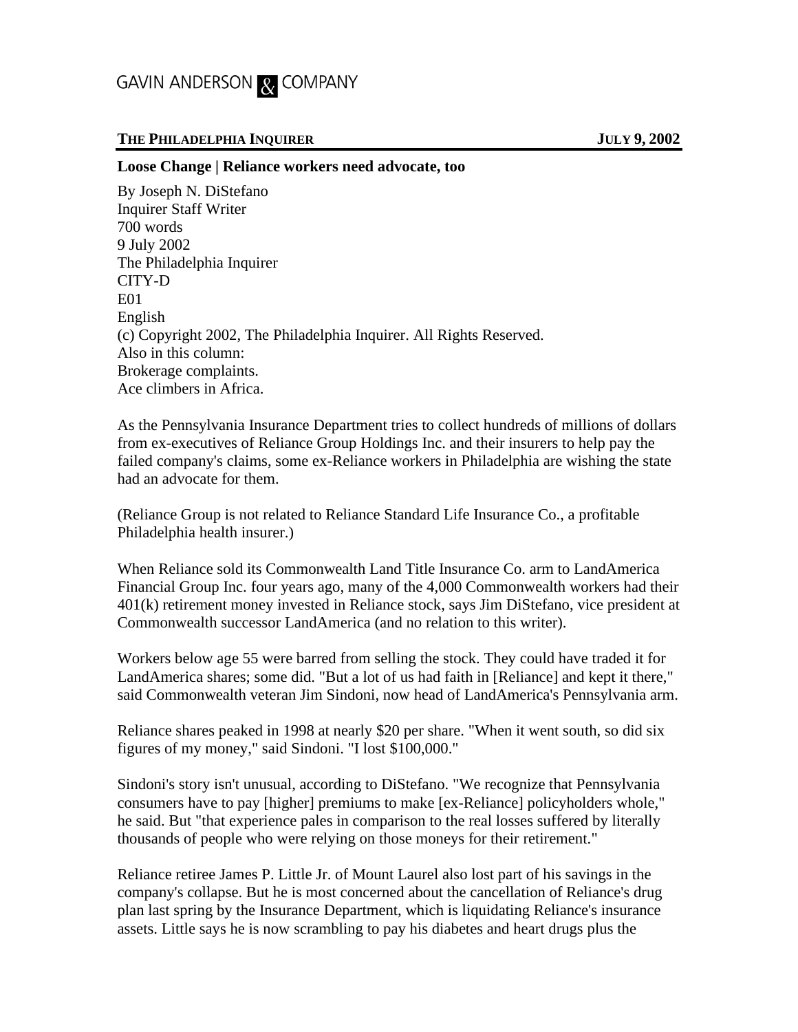GAVIN ANDERSON & COMPANY

**THE PHILADELPHIA INQUIRER** **JULY 9, 2002**

**Loose Change | Reliance workers need advocate, too**

By Joseph N. DiStefano
Inquirer Staff Writer
700 words
9 July 2002
The Philadelphia Inquirer
CITY-D
E01
English
(c) Copyright 2002, The Philadelphia Inquirer. All Rights Reserved.
Also in this column:
Brokerage complaints.
Ace climbers in Africa.

As the Pennsylvania Insurance Department tries to collect hundreds of millions of dollars from ex-executives of Reliance Group Holdings Inc. and their insurers to help pay the failed company's claims, some ex-Reliance workers in Philadelphia are wishing the state had an advocate for them.

(Reliance Group is not related to Reliance Standard Life Insurance Co., a profitable Philadelphia health insurer.)

When Reliance sold its Commonwealth Land Title Insurance Co. arm to LandAmerica Financial Group Inc. four years ago, many of the 4,000 Commonwealth workers had their 401(k) retirement money invested in Reliance stock, says Jim DiStefano, vice president at Commonwealth successor LandAmerica (and no relation to this writer).

Workers below age 55 were barred from selling the stock. They could have traded it for LandAmerica shares; some did. "But a lot of us had faith in [Reliance] and kept it there," said Commonwealth veteran Jim Sindoni, now head of LandAmerica's Pennsylvania arm.

Reliance shares peaked in 1998 at nearly $20 per share. "When it went south, so did six figures of my money," said Sindoni. "I lost $100,000."

Sindoni's story isn't unusual, according to DiStefano. "We recognize that Pennsylvania consumers have to pay [higher] premiums to make [ex-Reliance] policyholders whole," he said. But "that experience pales in comparison to the real losses suffered by literally thousands of people who were relying on those moneys for their retirement."

Reliance retiree James P. Little Jr. of Mount Laurel also lost part of his savings in the company's collapse. But he is most concerned about the cancellation of Reliance's drug plan last spring by the Insurance Department, which is liquidating Reliance's insurance assets. Little says he is now scrambling to pay his diabetes and heart drugs plus the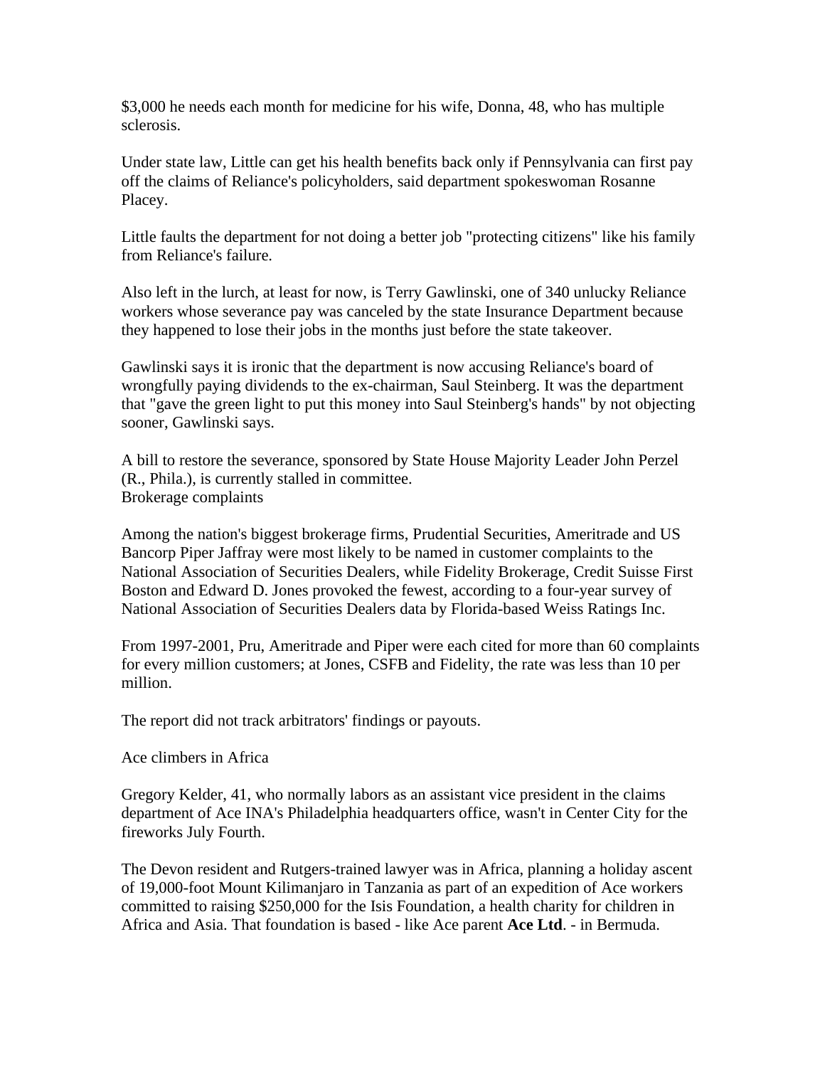$3,000 he needs each month for medicine for his wife, Donna, 48, who has multiple sclerosis.

Under state law, Little can get his health benefits back only if Pennsylvania can first pay off the claims of Reliance's policyholders, said department spokeswoman Rosanne Placey.

Little faults the department for not doing a better job "protecting citizens" like his family from Reliance's failure.

Also left in the lurch, at least for now, is Terry Gawlinski, one of 340 unlucky Reliance workers whose severance pay was canceled by the state Insurance Department because they happened to lose their jobs in the months just before the state takeover.

Gawlinski says it is ironic that the department is now accusing Reliance's board of wrongfully paying dividends to the ex-chairman, Saul Steinberg. It was the department that "gave the green light to put this money into Saul Steinberg's hands" by not objecting sooner, Gawlinski says.

A bill to restore the severance, sponsored by State House Majority Leader John Perzel (R., Phila.), is currently stalled in committee.

Brokerage complaints

Among the nation's biggest brokerage firms, Prudential Securities, Ameritrade and US Bancorp Piper Jaffray were most likely to be named in customer complaints to the National Association of Securities Dealers, while Fidelity Brokerage, Credit Suisse First Boston and Edward D. Jones provoked the fewest, according to a four-year survey of National Association of Securities Dealers data by Florida-based Weiss Ratings Inc.

From 1997-2001, Pru, Ameritrade and Piper were each cited for more than 60 complaints for every million customers; at Jones, CSFB and Fidelity, the rate was less than 10 per million.

The report did not track arbitrators' findings or payouts.

Ace climbers in Africa

Gregory Kelder, 41, who normally labors as an assistant vice president in the claims department of Ace INA's Philadelphia headquarters office, wasn't in Center City for the fireworks July Fourth.

The Devon resident and Rutgers-trained lawyer was in Africa, planning a holiday ascent of 19,000-foot Mount Kilimanjaro in Tanzania as part of an expedition of Ace workers committed to raising $250,000 for the Isis Foundation, a health charity for children in Africa and Asia. That foundation is based - like Ace parent **Ace Ltd**. - in Bermuda.